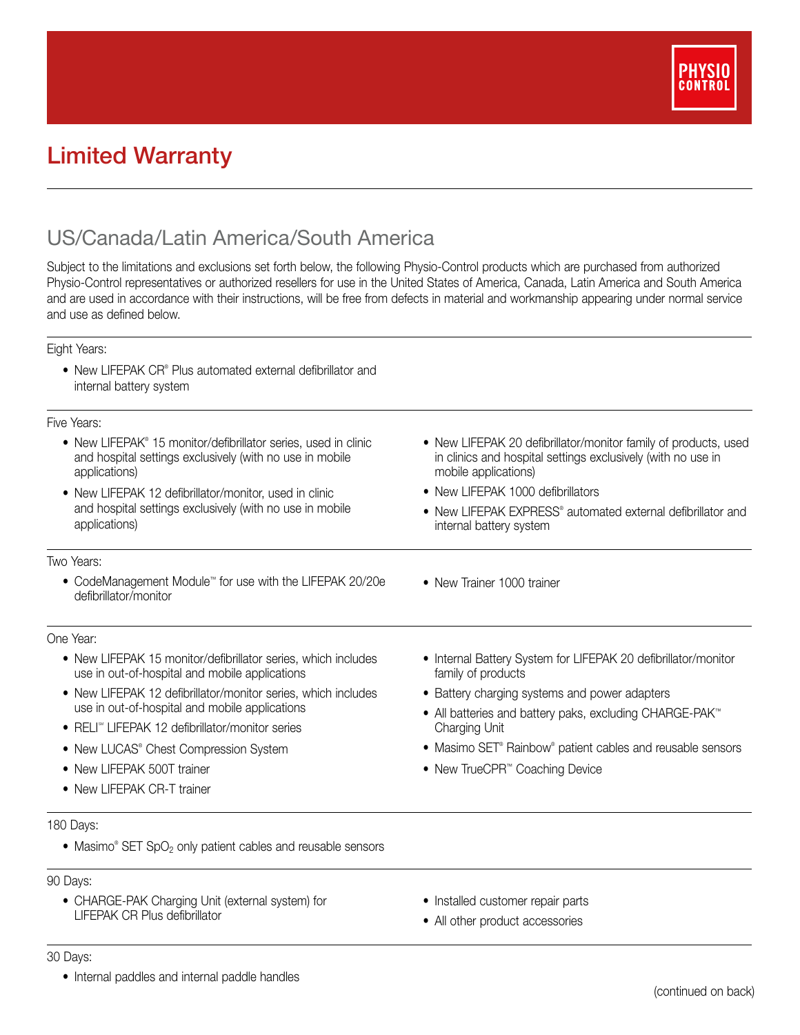# Limited Warranty

## US/Canada/Latin America/South America

Subject to the limitations and exclusions set forth below, the following Physio-Control products which are purchased from authorized Physio-Control representatives or authorized resellers for use in the United States of America, Canada, Latin America and South America and are used in accordance with their instructions, will be free from defects in material and workmanship appearing under normal service and use as defined below.

Eight Years:

- New LIFEPAK CR® Plus automated external defibrillator and internal battery system

Five Years:

- New LIFEPAK® 15 monitor/defibrillator series, used in clinic and hospital settings exclusively (with no use in mobile applications)
- New LIFEPAK 12 defibrillator/monitor, used in clinic and hospital settings exclusively (with no use in mobile applications)
- New LIFEPAK 20 defibrillator/monitor family of products, used in clinics and hospital settings exclusively (with no use in mobile applications)
- New LIFEPAK 1000 defibrillators
- New LIFEPAK EXPRESS® automated external defibrillator and internal battery system

Two Years:

- CodeManagement Module™ for use with the LIFEPAK 20/20e defibrillator/monitor
- New Trainer 1000 trainer

One Year:

- New LIFEPAK 15 monitor/defibrillator series, which includes use in out-of-hospital and mobile applications
- New LIFEPAK 12 defibrillator/monitor series, which includes use in out-of-hospital and mobile applications
- RELI℠ LIFEPAK 12 defibrillator/monitor series
- New LUCAS® Chest Compression System
- New LIFEPAK 500T trainer
- New LIFEPAK CR-T trainer
- Internal Battery System for LIFEPAK 20 defibrillator/monitor family of products
- Battery charging systems and power adapters
- All batteries and battery paks, excluding CHARGE-PAK™ Charging Unit
- Masimo SET® Rainbow® patient cables and reusable sensors
- New TrueCPR™ Coaching Device

180 Days:

- Masimo® SET $SpO_2$ only patient cables and reusable sensors

90 Days:

- CHARGE-PAK Charging Unit (external system) for LIFEPAK CR Plus defibrillator
- Installed customer repair parts
- All other product accessories

30 Days:

- Internal paddles and internal paddle handles

(continued on back)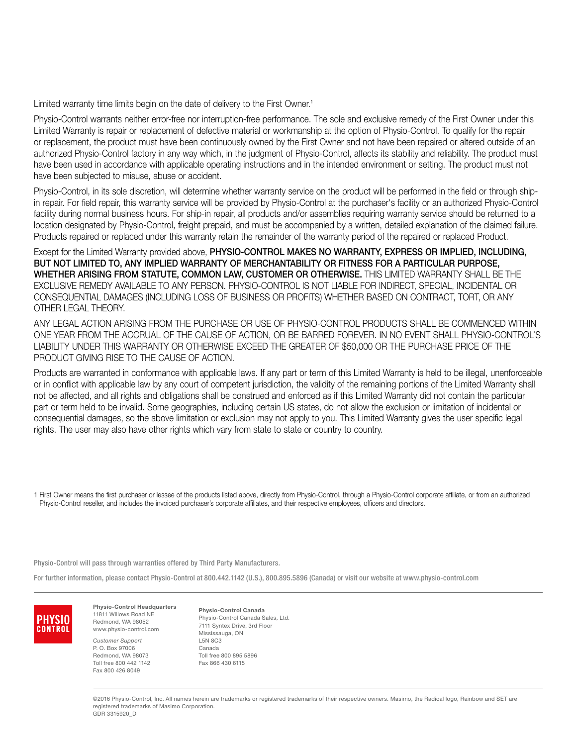Limited warranty time limits begin on the date of delivery to the First Owner.[1]

Physio-Control warrants neither error-free nor interruption-free performance. The sole and exclusive remedy of the First Owner under this Limited Warranty is repair or replacement of defective material or workmanship at the option of Physio-Control. To qualify for the repair or replacement, the product must have been continuously owned by the First Owner and not have been repaired or altered outside of an authorized Physio-Control factory in any way which, in the judgment of Physio-Control, affects its stability and reliability. The product must have been used in accordance with applicable operating instructions and in the intended environment or setting. The product must not have been subjected to misuse, abuse or accident.

Physio-Control, in its sole discretion, will determine whether warranty service on the product will be performed in the field or through ship-in repair. For field repair, this warranty service will be provided by Physio-Control at the purchaser's facility or an authorized Physio-Control facility during normal business hours. For ship-in repair, all products and/or assemblies requiring warranty service should be returned to a location designated by Physio-Control, freight prepaid, and must be accompanied by a written, detailed explanation of the claimed failure. Products repaired or replaced under this warranty retain the remainder of the warranty period of the repaired or replaced Product.

Except for the Limited Warranty provided above, **PHYSIO-CONTROL MAKES NO WARRANTY, EXPRESS OR IMPLIED, INCLUDING, BUT NOT LIMITED TO, ANY IMPLIED WARRANTY OF MERCHANTABILITY OR FITNESS FOR A PARTICULAR PURPOSE, WHETHER ARISING FROM STATUTE, COMMON LAW, CUSTOMER OR OTHERWISE.** THIS LIMITED WARRANTY SHALL BE THE EXCLUSIVE REMEDY AVAILABLE TO ANY PERSON. PHYSIO-CONTROL IS NOT LIABLE FOR INDIRECT, SPECIAL, INCIDENTAL OR CONSEQUENTIAL DAMAGES (INCLUDING LOSS OF BUSINESS OR PROFITS) WHETHER BASED ON CONTRACT, TORT, OR ANY OTHER LEGAL THEORY.

ANY LEGAL ACTION ARISING FROM THE PURCHASE OR USE OF PHYSIO-CONTROL PRODUCTS SHALL BE COMMENCED WITHIN ONE YEAR FROM THE ACCRUAL OF THE CAUSE OF ACTION, OR BE BARRED FOREVER. IN NO EVENT SHALL PHYSIO-CONTROL'S LIABILITY UNDER THIS WARRANTY OR OTHERWISE EXCEED THE GREATER OF $50,000 OR THE PURCHASE PRICE OF THE PRODUCT GIVING RISE TO THE CAUSE OF ACTION.

Products are warranted in conformance with applicable laws. If any part or term of this Limited Warranty is held to be illegal, unenforceable or in conflict with applicable law by any court of competent jurisdiction, the validity of the remaining portions of the Limited Warranty shall not be affected, and all rights and obligations shall be construed and enforced as if this Limited Warranty did not contain the particular part or term held to be invalid. Some geographies, including certain US states, do not allow the exclusion or limitation of incidental or consequential damages, so the above limitation or exclusion may not apply to you. This Limited Warranty gives the user specific legal rights. The user may also have other rights which vary from state to state or country to country.

1 First Owner means the first purchaser or lessee of the products listed above, directly from Physio-Control, through a Physio-Control corporate affiliate, or from an authorized Physio-Control reseller, and includes the invoiced purchaser's corporate affiliates, and their respective employees, officers and directors.

Physio-Control will pass through warranties offered by Third Party Manufacturers.

For further information, please contact Physio-Control at 800.442.1142 (U.S.), 800.895.5896 (Canada) or visit our website at www.physio-control.com

PHYSIO CONTROL

**Physio-Control Headquarters**
11811 Willows Road NE
Redmond, WA 98052
www.physio-control.com

*Customer Support*
P. O. Box 97006
Redmond, WA 98073
Toll free 800 442 1142
Fax 800 426 8049

**Physio-Control Canada**
Physio-Control Canada Sales, Ltd.
7111 Syntex Drive, 3rd Floor
Mississauga, ON
L5N 8C3
Canada
Toll free 800 895 5896
Fax 866 430 6115

©2016 Physio-Control, Inc. All names herein are trademarks or registered trademarks of their respective owners. Masimo, the Radical logo, Rainbow and SET are registered trademarks of Masimo Corporation.
GDR 3315920_D